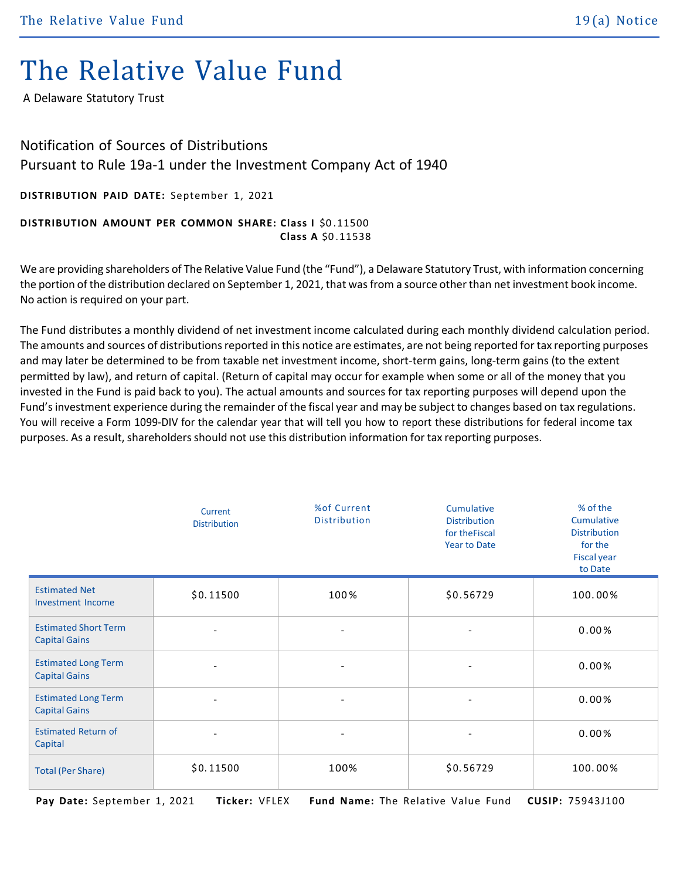# The Relative Value Fund

A Delaware Statutory Trust

## Notification of Sources of Distributions
## Pursuant to Rule 19a-1 under the Investment Company Act of 1940

**DISTRIBUTION PAID DATE:** September 1, 2021

**DISTRIBUTION AMOUNT PER COMMON SHARE:** **Class I** $0.11500
**Class A** $0.11538

We are providing shareholders of The Relative Value Fund (the "Fund"), a Delaware Statutory Trust, with information concerning the portion of the distribution declared on September 1, 2021, that was from a source other than net investment book income. No action is required on your part.

The Fund distributes a monthly dividend of net investment income calculated during each monthly dividend calculation period. The amounts and sources of distributions reported in this notice are estimates, are not being reported for tax reporting purposes and may later be determined to be from taxable net investment income, short-term gains, long-term gains (to the extent permitted by law), and return of capital. (Return of capital may occur for example when some or all of the money that you invested in the Fund is paid back to you). The actual amounts and sources for tax reporting purposes will depend upon the Fund's investment experience during the remainder of the fiscal year and may be subject to changes based on tax regulations. You will receive a Form 1099-DIV for the calendar year that will tell you how to report these distributions for federal income tax purposes. As a result, shareholders should not use this distribution information for tax reporting purposes.

| | Current Distribution | %of Current Distribution | Cumulative Distribution for theFiscal Year to Date | % of the Cumulative Distribution for the Fiscal year to Date |
|---|---|---|---|---|
| Estimated Net Investment Income | $0.11500 | 100% | $0.56729 | 100.00% |
| Estimated Short Term Capital Gains | - | - | - | 0.00% |
| Estimated Long Term Capital Gains | - | - | - | 0.00% |
| Estimated Long Term Capital Gains | - | - | - | 0.00% |
| Estimated Return of Capital | - | - | - | 0.00% |
| Total (Per Share) | $0.11500 | 100% | $0.56729 | 100.00% |

**Pay Date:** September 1, 2021 **Ticker:** VFLEX **Fund Name:** The Relative Value Fund **CUSIP:** 75943J100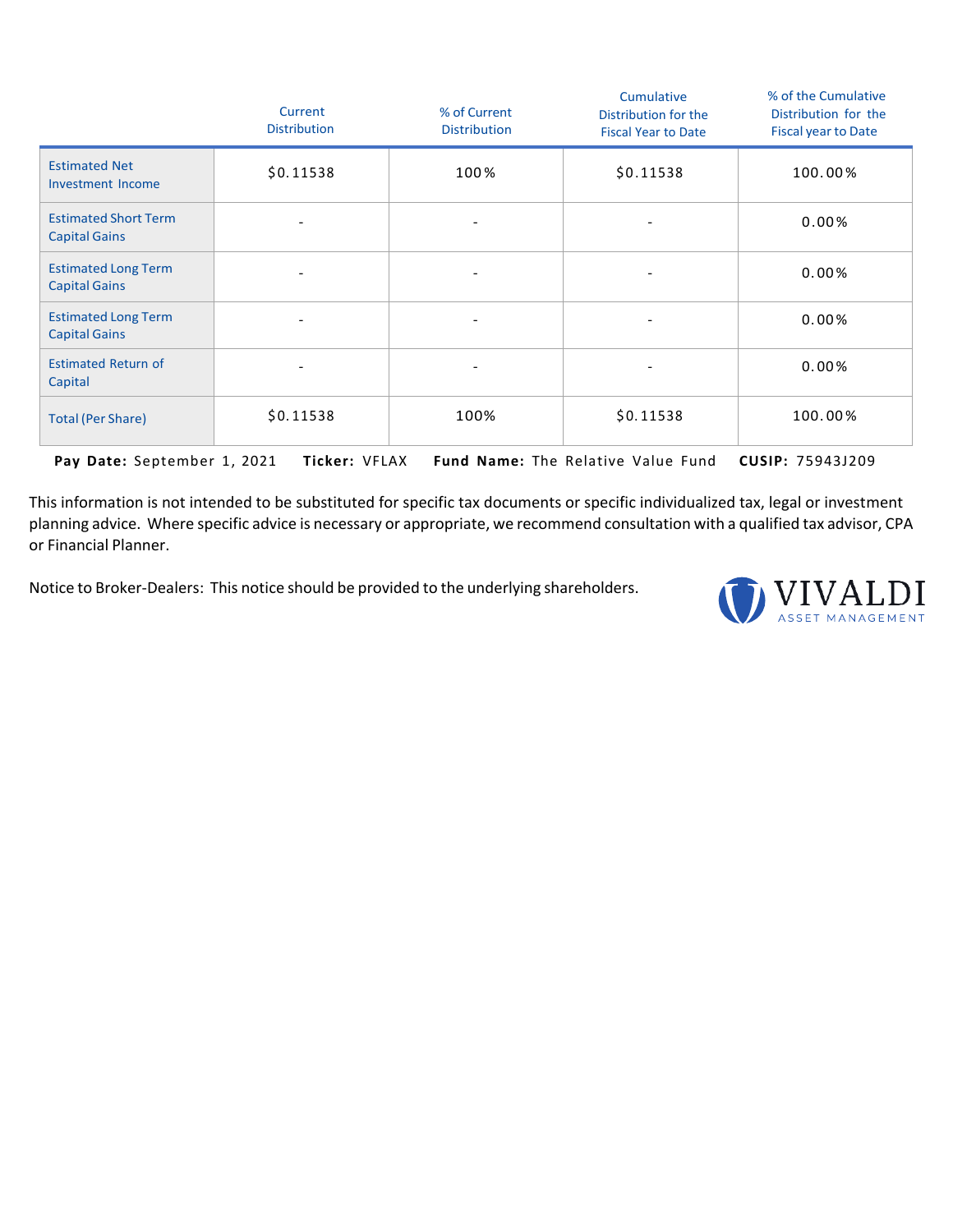| | Current Distribution | % of Current Distribution | Cumulative Distribution for the Fiscal Year to Date | % of the Cumulative Distribution for the Fiscal year to Date |
|---|---|---|---|---|
| Estimated Net Investment Income | $0.11538 | 100% | $0.11538 | 100.00% |
| Estimated Short Term Capital Gains | - | - | - | 0.00% |
| Estimated Long Term Capital Gains | - | - | - | 0.00% |
| Estimated Long Term Capital Gains | - | - | - | 0.00% |
| Estimated Return of Capital | - | - | - | 0.00% |
| Total (Per Share) | $0.11538 | 100% | $0.11538 | 100.00% |

**Pay Date:** September 1, 2021 **Ticker:** VFLAX **Fund Name:** The Relative Value Fund **CUSIP:** 75943J209

This information is not intended to be substituted for specific tax documents or specific individualized tax, legal or investment planning advice. Where specific advice is necessary or appropriate, we recommend consultation with a qualified tax advisor, CPA or Financial Planner.

Notice to Broker-Dealers: This notice should be provided to the underlying shareholders.

VIVALDI
ASSET MANAGEMENT